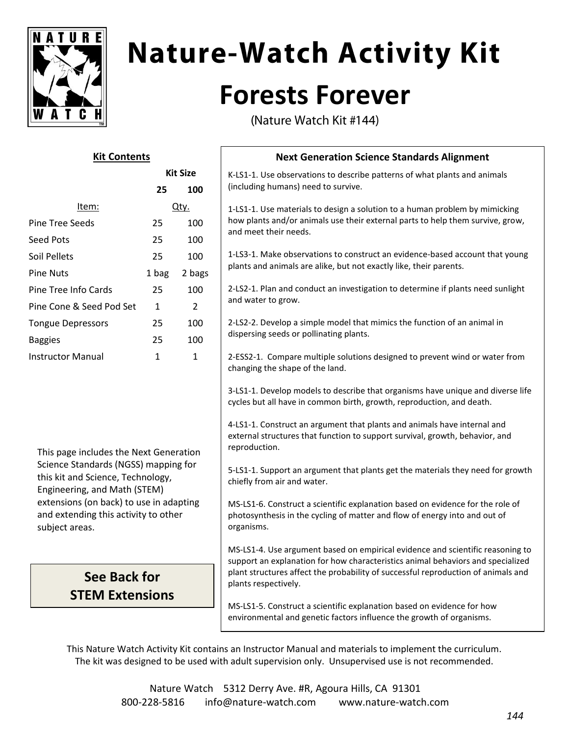# Nature-Watch Activity Kit

## Forests Forever

(Nature Watch Kit #144)

### Kit Contents

| Item: | Kit Size 25 Qty. | Kit Size 100 Qty. |
|---|---|---|
| Pine Tree Seeds | 25 | 100 |
| Seed Pots | 25 | 100 |
| Soil Pellets | 25 | 100 |
| Pine Nuts | 1 bag | 2 bags |
| Pine Tree Info Cards | 25 | 100 |
| Pine Cone & Seed Pod Set | 1 | 2 |
| Tongue Depressors | 25 | 100 |
| Baggies | 25 | 100 |
| Instructor Manual | 1 | 1 |

This page includes the Next Generation Science Standards (NGSS) mapping for this kit and Science, Technology, Engineering, and Math (STEM) extensions (on back) to use in adapting and extending this activity to other subject areas.

**See Back for STEM Extensions**

### Next Generation Science Standards Alignment

K-LS1-1. Use observations to describe patterns of what plants and animals (including humans) need to survive.

1-LS1-1. Use materials to design a solution to a human problem by mimicking how plants and/or animals use their external parts to help them survive, grow, and meet their needs.

1-LS3-1. Make observations to construct an evidence-based account that young plants and animals are alike, but not exactly like, their parents.

2-LS2-1. Plan and conduct an investigation to determine if plants need sunlight and water to grow.

2-LS2-2. Develop a simple model that mimics the function of an animal in dispersing seeds or pollinating plants.

2-ESS2-1. Compare multiple solutions designed to prevent wind or water from changing the shape of the land.

3-LS1-1. Develop models to describe that organisms have unique and diverse life cycles but all have in common birth, growth, reproduction, and death.

4-LS1-1. Construct an argument that plants and animals have internal and external structures that function to support survival, growth, behavior, and reproduction.

5-LS1-1. Support an argument that plants get the materials they need for growth chiefly from air and water.

MS-LS1-6. Construct a scientific explanation based on evidence for the role of photosynthesis in the cycling of matter and flow of energy into and out of organisms.

MS-LS1-4. Use argument based on empirical evidence and scientific reasoning to support an explanation for how characteristics animal behaviors and specialized plant structures affect the probability of successful reproduction of animals and plants respectively.

MS-LS1-5. Construct a scientific explanation based on evidence for how environmental and genetic factors influence the growth of organisms.

This Nature Watch Activity Kit contains an Instructor Manual and materials to implement the curriculum. The kit was designed to be used with adult supervision only. Unsupervised use is not recommended.

Nature Watch 5312 Derry Ave. #R, Agoura Hills, CA 91301
800-228-5816 info@nature-watch.com www.nature-watch.com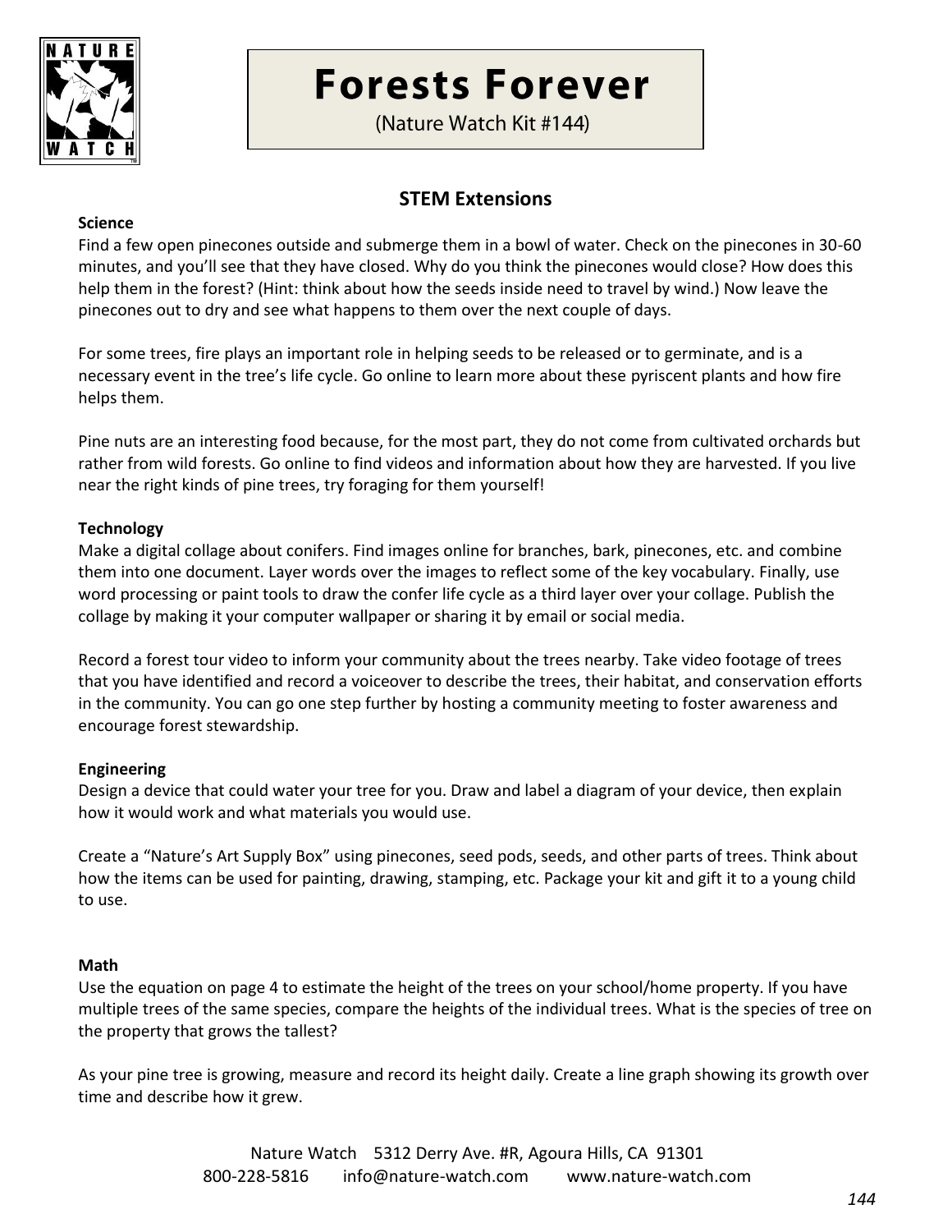# Forests Forever

(Nature Watch Kit #144)

## STEM Extensions

**Science**

Find a few open pinecones outside and submerge them in a bowl of water. Check on the pinecones in 30-60 minutes, and you'll see that they have closed. Why do you think the pinecones would close? How does this help them in the forest? (Hint: think about how the seeds inside need to travel by wind.) Now leave the pinecones out to dry and see what happens to them over the next couple of days.

For some trees, fire plays an important role in helping seeds to be released or to germinate, and is a necessary event in the tree's life cycle. Go online to learn more about these pyriscent plants and how fire helps them.

Pine nuts are an interesting food because, for the most part, they do not come from cultivated orchards but rather from wild forests. Go online to find videos and information about how they are harvested. If you live near the right kinds of pine trees, try foraging for them yourself!

**Technology**

Make a digital collage about conifers. Find images online for branches, bark, pinecones, etc. and combine them into one document. Layer words over the images to reflect some of the key vocabulary. Finally, use word processing or paint tools to draw the confer life cycle as a third layer over your collage. Publish the collage by making it your computer wallpaper or sharing it by email or social media.

Record a forest tour video to inform your community about the trees nearby. Take video footage of trees that you have identified and record a voiceover to describe the trees, their habitat, and conservation efforts in the community. You can go one step further by hosting a community meeting to foster awareness and encourage forest stewardship.

**Engineering**

Design a device that could water your tree for you. Draw and label a diagram of your device, then explain how it would work and what materials you would use.

Create a "Nature's Art Supply Box" using pinecones, seed pods, seeds, and other parts of trees. Think about how the items can be used for painting, drawing, stamping, etc. Package your kit and gift it to a young child to use.

**Math**

Use the equation on page 4 to estimate the height of the trees on your school/home property. If you have multiple trees of the same species, compare the heights of the individual trees. What is the species of tree on the property that grows the tallest?

As your pine tree is growing, measure and record its height daily. Create a line graph showing its growth over time and describe how it grew.

Nature Watch 5312 Derry Ave. #R, Agoura Hills, CA 91301
800-228-5816 info@nature-watch.com www.nature-watch.com